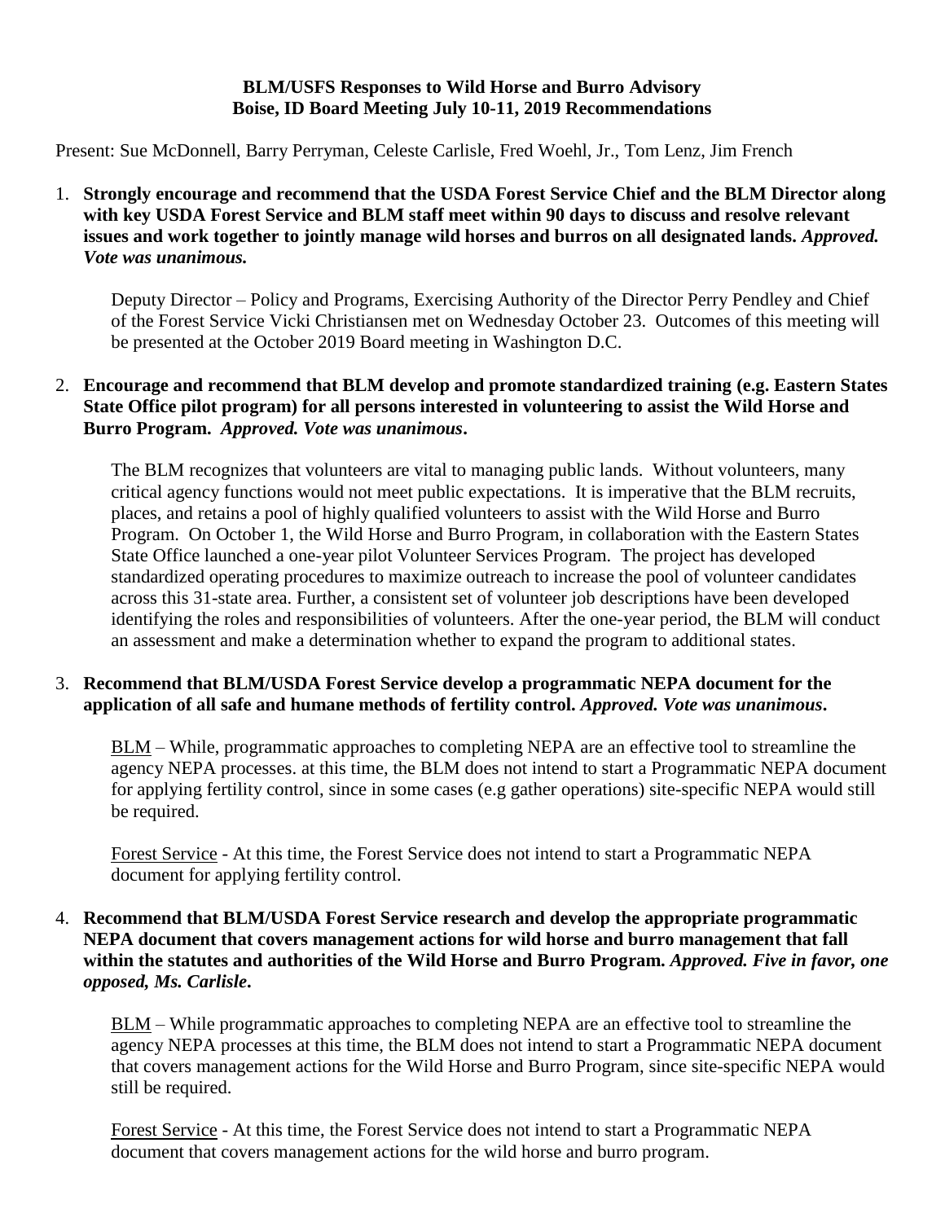**BLM/USFS Responses to Wild Horse and Burro Advisory Boise, ID Board Meeting July 10-11, 2019 Recommendations**

Present: Sue McDonnell, Barry Perryman, Celeste Carlisle, Fred Woehl, Jr., Tom Lenz, Jim French

1. **Strongly encourage and recommend that the USDA Forest Service Chief and the BLM Director along with key USDA Forest Service and BLM staff meet within 90 days to discuss and resolve relevant issues and work together to jointly manage wild horses and burros on all designated lands.** ***Approved. Vote was unanimous.***

   Deputy Director – Policy and Programs, Exercising Authority of the Director Perry Pendley and Chief of the Forest Service Vicki Christiansen met on Wednesday October 23. Outcomes of this meeting will be presented at the October 2019 Board meeting in Washington D.C.

2. **Encourage and recommend that BLM develop and promote standardized training (e.g. Eastern States State Office pilot program) for all persons interested in volunteering to assist the Wild Horse and Burro Program.** ***Approved. Vote was unanimous*.**

   The BLM recognizes that volunteers are vital to managing public lands. Without volunteers, many critical agency functions would not meet public expectations. It is imperative that the BLM recruits, places, and retains a pool of highly qualified volunteers to assist with the Wild Horse and Burro Program. On October 1, the Wild Horse and Burro Program, in collaboration with the Eastern States State Office launched a one-year pilot Volunteer Services Program. The project has developed standardized operating procedures to maximize outreach to increase the pool of volunteer candidates across this 31-state area. Further, a consistent set of volunteer job descriptions have been developed identifying the roles and responsibilities of volunteers. After the one-year period, the BLM will conduct an assessment and make a determination whether to expand the program to additional states.

3. **Recommend that BLM/USDA Forest Service develop a programmatic NEPA document for the application of all safe and humane methods of fertility control.** ***Approved. Vote was unanimous*.**

   <u>BLM</u> – While, programmatic approaches to completing NEPA are an effective tool to streamline the agency NEPA processes. at this time, the BLM does not intend to start a Programmatic NEPA document for applying fertility control, since in some cases (e.g gather operations) site-specific NEPA would still be required.

   <u>Forest Service</u> - At this time, the Forest Service does not intend to start a Programmatic NEPA document for applying fertility control.

4. **Recommend that BLM/USDA Forest Service research and develop the appropriate programmatic NEPA document that covers management actions for wild horse and burro management that fall within the statutes and authorities of the Wild Horse and Burro Program.** ***Approved. Five in favor, one opposed, Ms. Carlisle*.**

   <u>BLM</u> – While programmatic approaches to completing NEPA are an effective tool to streamline the agency NEPA processes at this time, the BLM does not intend to start a Programmatic NEPA document that covers management actions for the Wild Horse and Burro Program, since site-specific NEPA would still be required.

   <u>Forest Service</u> - At this time, the Forest Service does not intend to start a Programmatic NEPA document that covers management actions for the wild horse and burro program.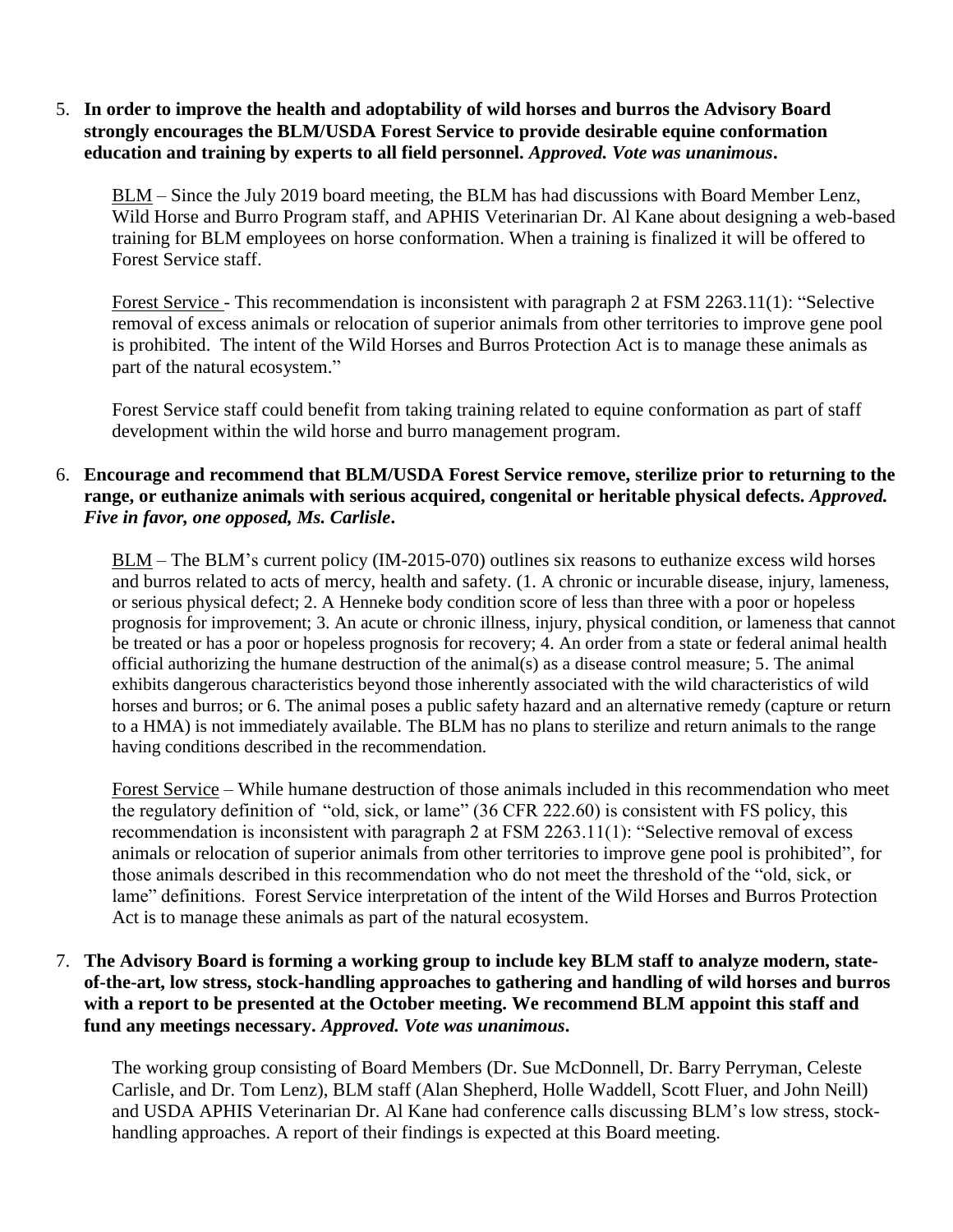5. **In order to improve the health and adoptability of wild horses and burros the Advisory Board strongly encourages the BLM/USDA Forest Service to provide desirable equine conformation education and training by experts to all field personnel.** ***Approved. Vote was unanimous*.**

   BLM – Since the July 2019 board meeting, the BLM has had discussions with Board Member Lenz, Wild Horse and Burro Program staff, and APHIS Veterinarian Dr. Al Kane about designing a web-based training for BLM employees on horse conformation. When a training is finalized it will be offered to Forest Service staff.

   Forest Service - This recommendation is inconsistent with paragraph 2 at FSM 2263.11(1): "Selective removal of excess animals or relocation of superior animals from other territories to improve gene pool is prohibited. The intent of the Wild Horses and Burros Protection Act is to manage these animals as part of the natural ecosystem."

   Forest Service staff could benefit from taking training related to equine conformation as part of staff development within the wild horse and burro management program.

6. **Encourage and recommend that BLM/USDA Forest Service remove, sterilize prior to returning to the range, or euthanize animals with serious acquired, congenital or heritable physical defects.** ***Approved. Five in favor, one opposed, Ms. Carlisle*.**

   BLM – The BLM's current policy (IM-2015-070) outlines six reasons to euthanize excess wild horses and burros related to acts of mercy, health and safety. (1. A chronic or incurable disease, injury, lameness, or serious physical defect; 2. A Henneke body condition score of less than three with a poor or hopeless prognosis for improvement; 3. An acute or chronic illness, injury, physical condition, or lameness that cannot be treated or has a poor or hopeless prognosis for recovery; 4. An order from a state or federal animal health official authorizing the humane destruction of the animal(s) as a disease control measure; 5. The animal exhibits dangerous characteristics beyond those inherently associated with the wild characteristics of wild horses and burros; or 6. The animal poses a public safety hazard and an alternative remedy (capture or return to a HMA) is not immediately available. The BLM has no plans to sterilize and return animals to the range having conditions described in the recommendation.

   Forest Service – While humane destruction of those animals included in this recommendation who meet the regulatory definition of "old, sick, or lame" (36 CFR 222.60) is consistent with FS policy, this recommendation is inconsistent with paragraph 2 at FSM 2263.11(1): "Selective removal of excess animals or relocation of superior animals from other territories to improve gene pool is prohibited", for those animals described in this recommendation who do not meet the threshold of the "old, sick, or lame" definitions. Forest Service interpretation of the intent of the Wild Horses and Burros Protection Act is to manage these animals as part of the natural ecosystem.

7. **The Advisory Board is forming a working group to include key BLM staff to analyze modern, state-of-the-art, low stress, stock-handling approaches to gathering and handling of wild horses and burros with a report to be presented at the October meeting. We recommend BLM appoint this staff and fund any meetings necessary.** ***Approved. Vote was unanimous*.**

   The working group consisting of Board Members (Dr. Sue McDonnell, Dr. Barry Perryman, Celeste Carlisle, and Dr. Tom Lenz), BLM staff (Alan Shepherd, Holle Waddell, Scott Fluer, and John Neill) and USDA APHIS Veterinarian Dr. Al Kane had conference calls discussing BLM's low stress, stock-handling approaches. A report of their findings is expected at this Board meeting.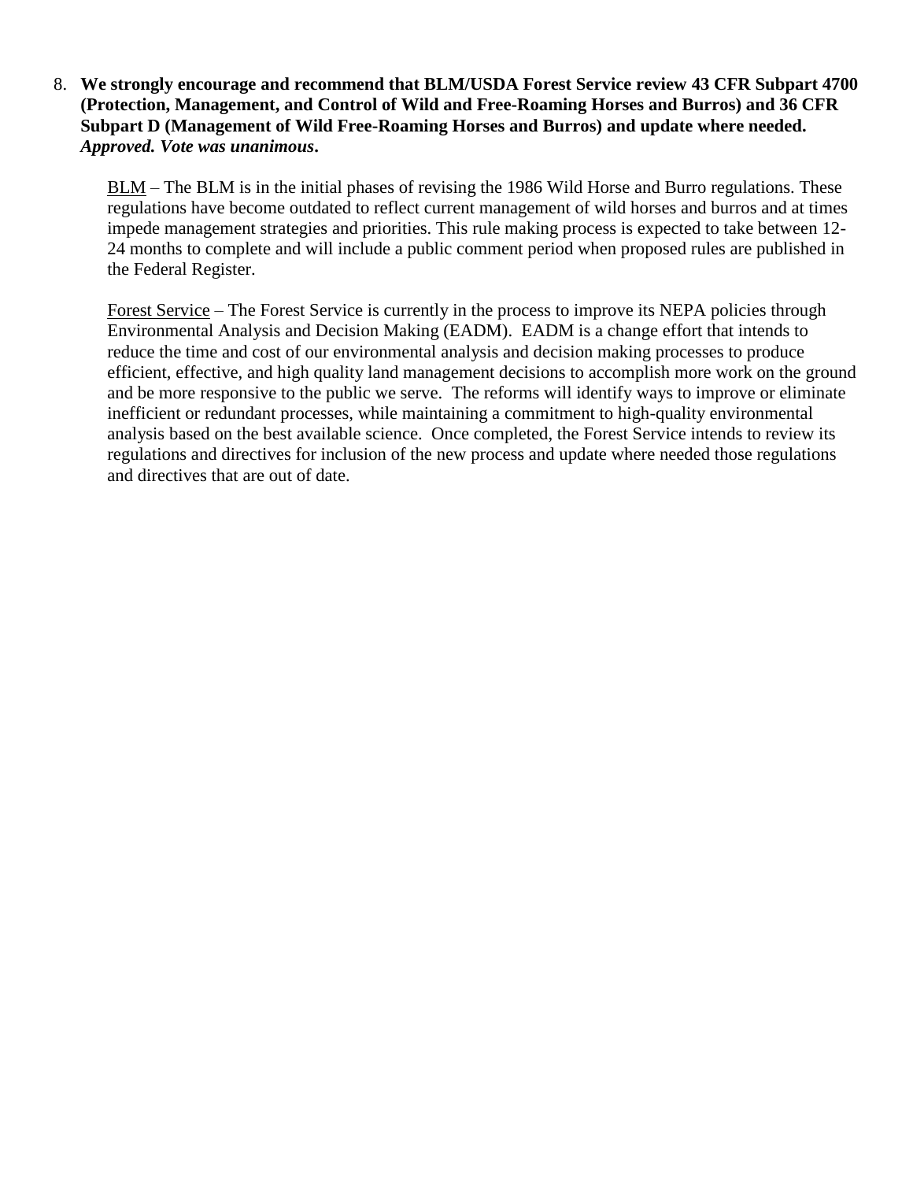8. **We strongly encourage and recommend that BLM/USDA Forest Service review 43 CFR Subpart 4700 (Protection, Management, and Control of Wild and Free-Roaming Horses and Burros) and 36 CFR Subpart D (Management of Wild Free-Roaming Horses and Burros) and update where needed.** ***Approved. Vote was unanimous.***

   <u>BLM</u> – The BLM is in the initial phases of revising the 1986 Wild Horse and Burro regulations. These regulations have become outdated to reflect current management of wild horses and burros and at times impede management strategies and priorities. This rule making process is expected to take between 12-24 months to complete and will include a public comment period when proposed rules are published in the Federal Register.

   <u>Forest Service</u> – The Forest Service is currently in the process to improve its NEPA policies through Environmental Analysis and Decision Making (EADM). EADM is a change effort that intends to reduce the time and cost of our environmental analysis and decision making processes to produce efficient, effective, and high quality land management decisions to accomplish more work on the ground and be more responsive to the public we serve. The reforms will identify ways to improve or eliminate inefficient or redundant processes, while maintaining a commitment to high-quality environmental analysis based on the best available science. Once completed, the Forest Service intends to review its regulations and directives for inclusion of the new process and update where needed those regulations and directives that are out of date.